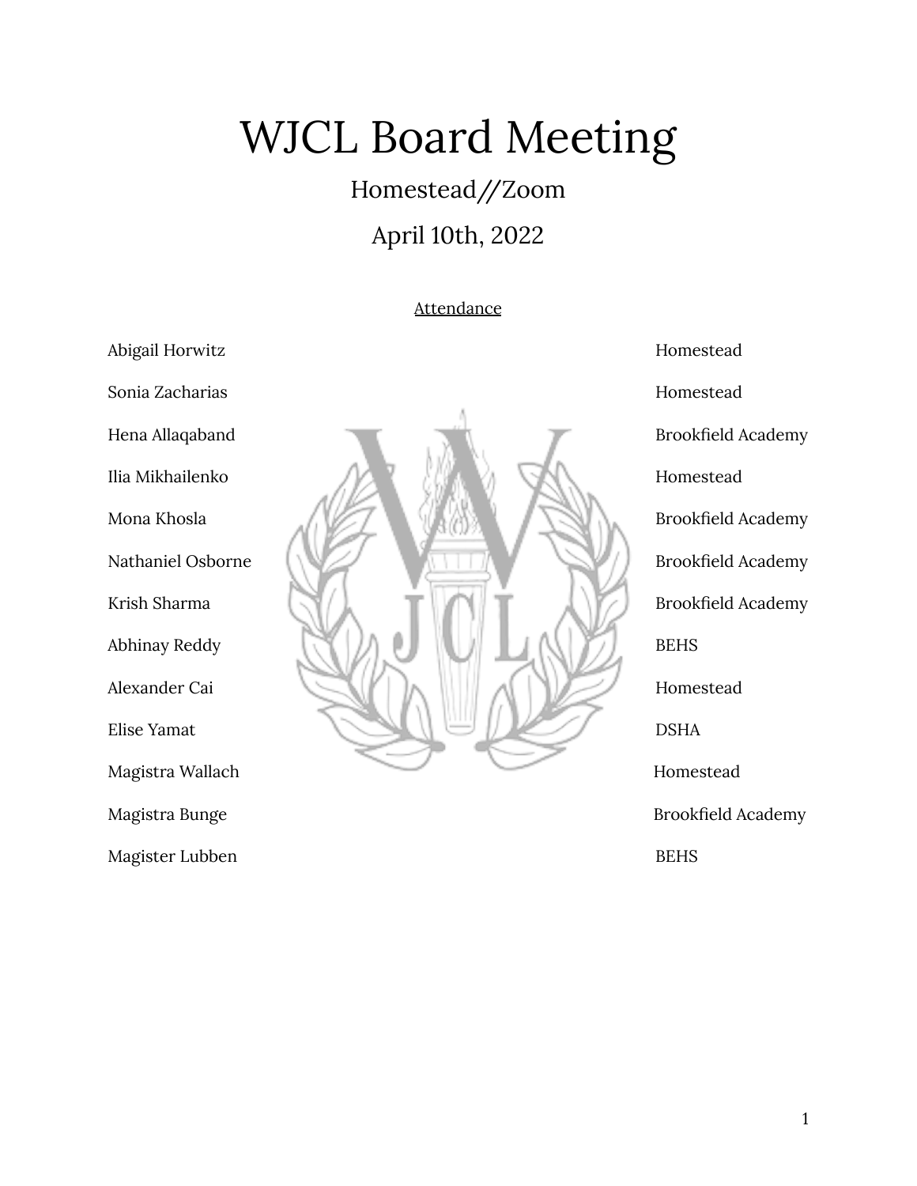# WJCL Board Meeting

## Homestead//Zoom

## April 10th, 2022

<u>Attendance</u>

| Name | School |
|---|---|
| Abigail Horwitz | Homestead |
| Sonia Zacharias | Homestead |
| Hena Allaqaband | Brookfield Academy |
| Ilia Mikhailenko | Homestead |
| Mona Khosla | Brookfield Academy |
| Nathaniel Osborne | Brookfield Academy |
| Krish Sharma | Brookfield Academy |
| Abhinay Reddy | BEHS |
| Alexander Cai | Homestead |
| Elise Yamat | DSHA |
| Magistra Wallach | Homestead |
| Magistra Bunge | Brookfield Academy |
| Magister Lubben | BEHS |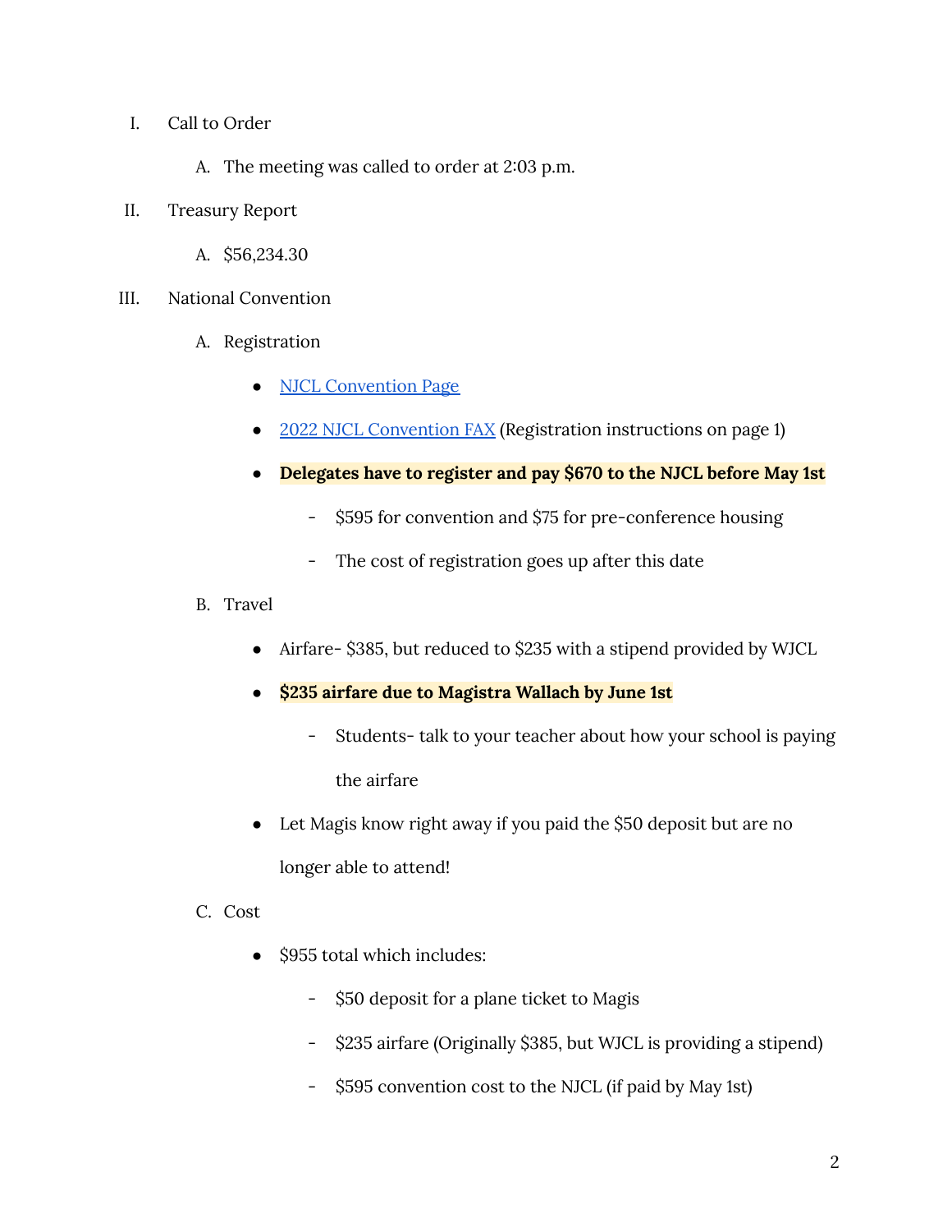I. Call to Order

   A. The meeting was called to order at 2:03 p.m.

II. Treasury Report

   A. $56,234.30

III. National Convention

   A. Registration

      - NJCL Convention Page
      - 2022 NJCL Convention FAX (Registration instructions on page 1)
      - **Delegates have to register and pay $670 to the NJCL before May 1st**
         - $595 for convention and $75 for pre-conference housing
         - The cost of registration goes up after this date

   B. Travel

      - Airfare- $385, but reduced to $235 with a stipend provided by WJCL
      - **$235 airfare due to Magistra Wallach by June 1st**
         - Students- talk to your teacher about how your school is paying the airfare
      - Let Magis know right away if you paid the $50 deposit but are no longer able to attend!

   C. Cost

      - $955 total which includes:
         - $50 deposit for a plane ticket to Magis
         - $235 airfare (Originally $385, but WJCL is providing a stipend)
         - $595 convention cost to the NJCL (if paid by May 1st)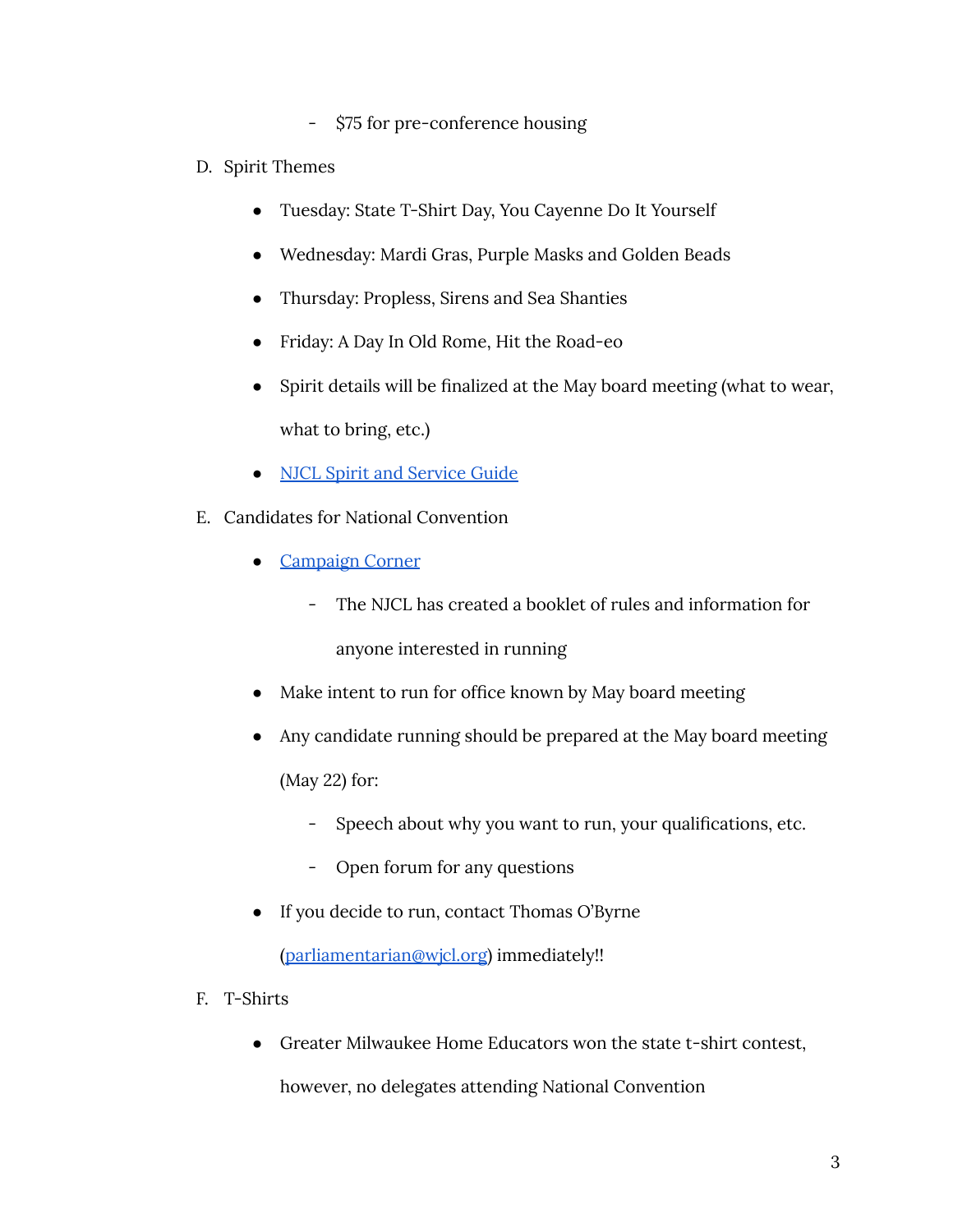- $75 for pre-conference housing

D. Spirit Themes

- Tuesday: State T-Shirt Day, You Cayenne Do It Yourself
- Wednesday: Mardi Gras, Purple Masks and Golden Beads
- Thursday: Propless, Sirens and Sea Shanties
- Friday: A Day In Old Rome, Hit the Road-eo
- Spirit details will be finalized at the May board meeting (what to wear, what to bring, etc.)
- [NJCL Spirit and Service Guide]()

E. Candidates for National Convention

- [Campaign Corner]()
    - The NJCL has created a booklet of rules and information for anyone interested in running
- Make intent to run for office known by May board meeting
- Any candidate running should be prepared at the May board meeting (May 22) for:
    - Speech about why you want to run, your qualifications, etc.
    - Open forum for any questions
- If you decide to run, contact Thomas O'Byrne ([parliamentarian@wjcl.org](mailto:parliamentarian@wjcl.org)) immediately!!

F. T-Shirts

- Greater Milwaukee Home Educators won the state t-shirt contest, however, no delegates attending National Convention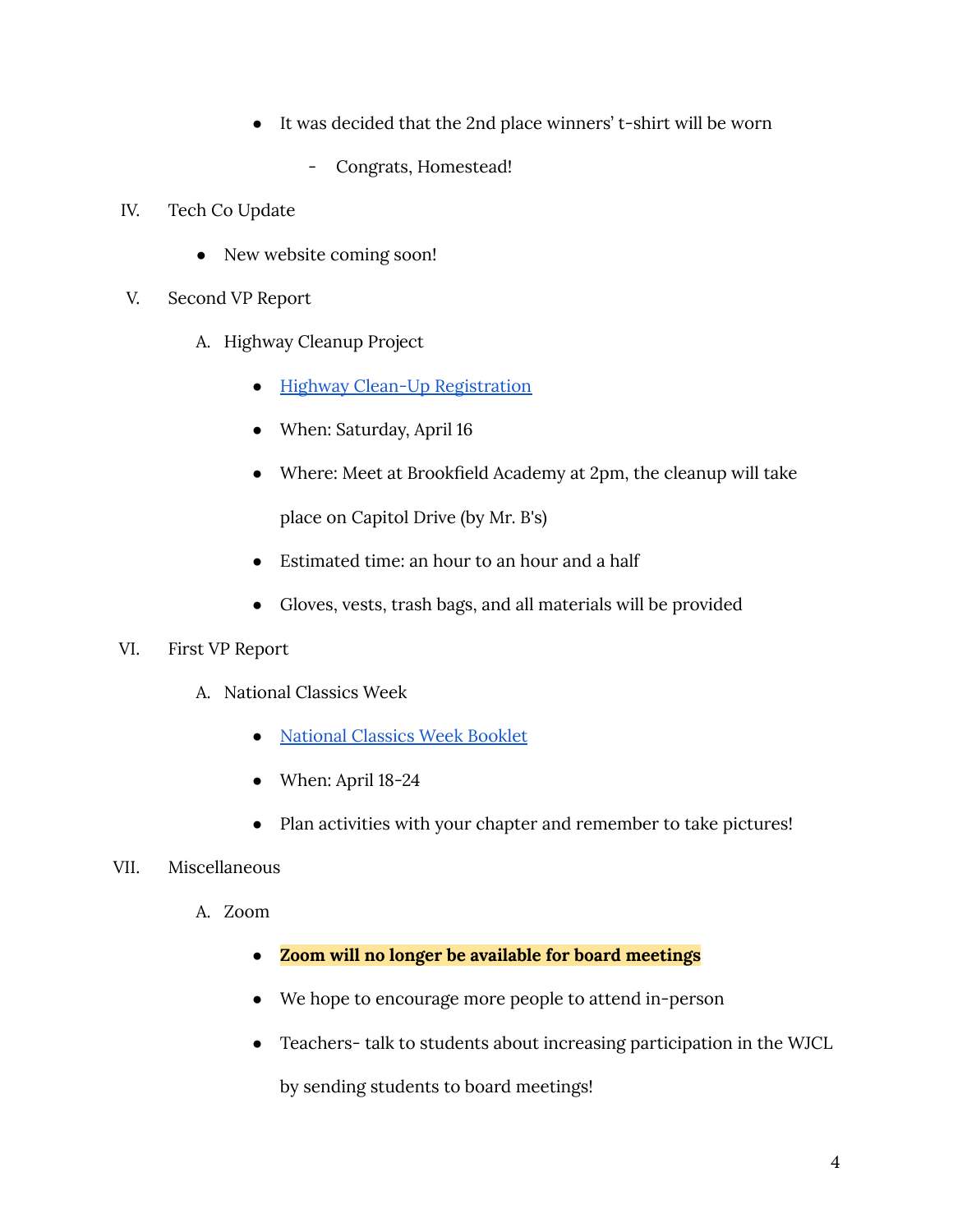- It was decided that the 2nd place winners' t-shirt will be worn
  - Congrats, Homestead!

IV. Tech Co Update

- New website coming soon!

V. Second VP Report

A. Highway Cleanup Project

- Highway Clean-Up Registration
- When: Saturday, April 16
- Where: Meet at Brookfield Academy at 2pm, the cleanup will take place on Capitol Drive (by Mr. B's)
- Estimated time: an hour to an hour and a half
- Gloves, vests, trash bags, and all materials will be provided

VI. First VP Report

A. National Classics Week

- National Classics Week Booklet
- When: April 18-24
- Plan activities with your chapter and remember to take pictures!

VII. Miscellaneous

A. Zoom

- **Zoom will no longer be available for board meetings**
- We hope to encourage more people to attend in-person
- Teachers- talk to students about increasing participation in the WJCL by sending students to board meetings!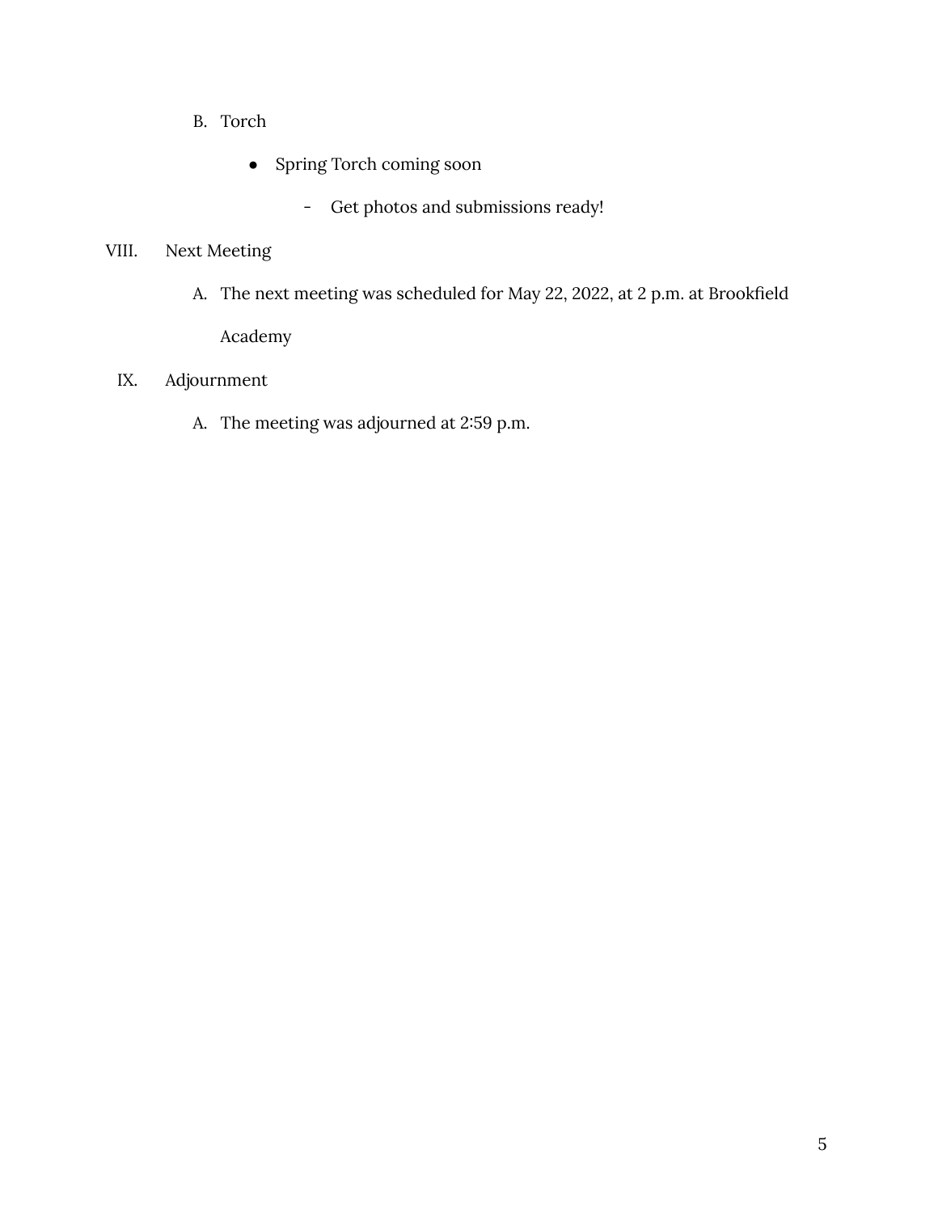B. Torch

- Spring Torch coming soon
    - Get photos and submissions ready!

VIII. Next Meeting

A. The next meeting was scheduled for May 22, 2022, at 2 p.m. at Brookfield Academy

IX. Adjournment

A. The meeting was adjourned at 2:59 p.m.